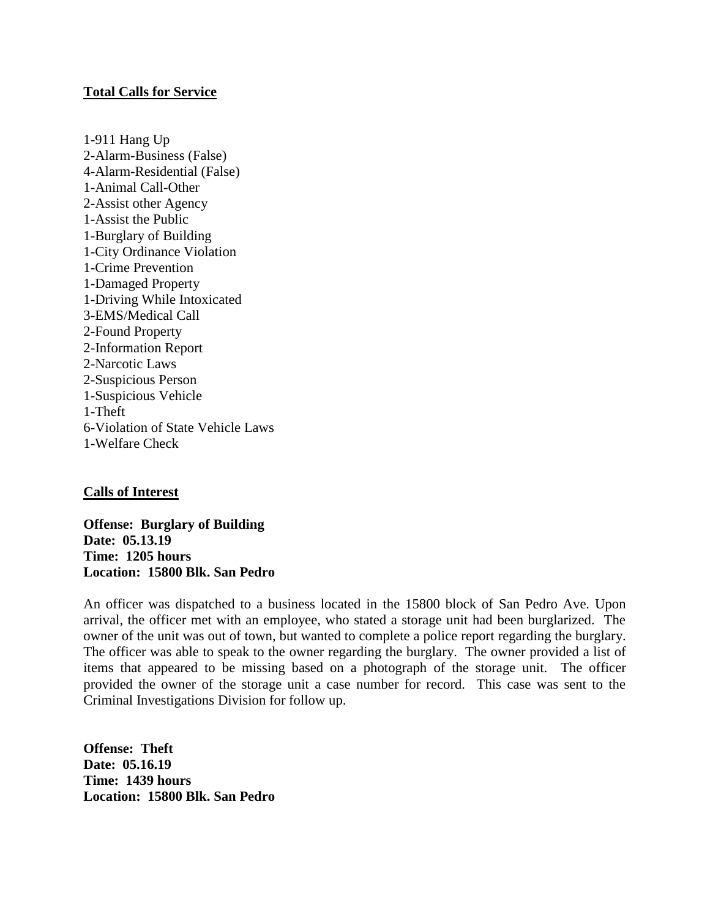**Total Calls for Service**

1-911 Hang Up
2-Alarm-Business (False)
4-Alarm-Residential (False)
1-Animal Call-Other
2-Assist other Agency
1-Assist the Public
1-Burglary of Building
1-City Ordinance Violation
1-Crime Prevention
1-Damaged Property
1-Driving While Intoxicated
3-EMS/Medical Call
2-Found Property
2-Information Report
2-Narcotic Laws
2-Suspicious Person
1-Suspicious Vehicle
1-Theft
6-Violation of State Vehicle Laws
1-Welfare Check

**Calls of Interest**

**Offense: Burglary of Building**
**Date: 05.13.19**
**Time: 1205 hours**
**Location: 15800 Blk. San Pedro**

An officer was dispatched to a business located in the 15800 block of San Pedro Ave. Upon arrival, the officer met with an employee, who stated a storage unit had been burglarized. The owner of the unit was out of town, but wanted to complete a police report regarding the burglary. The officer was able to speak to the owner regarding the burglary. The owner provided a list of items that appeared to be missing based on a photograph of the storage unit. The officer provided the owner of the storage unit a case number for record. This case was sent to the Criminal Investigations Division for follow up.

**Offense: Theft**
**Date: 05.16.19**
**Time: 1439 hours**
**Location: 15800 Blk. San Pedro**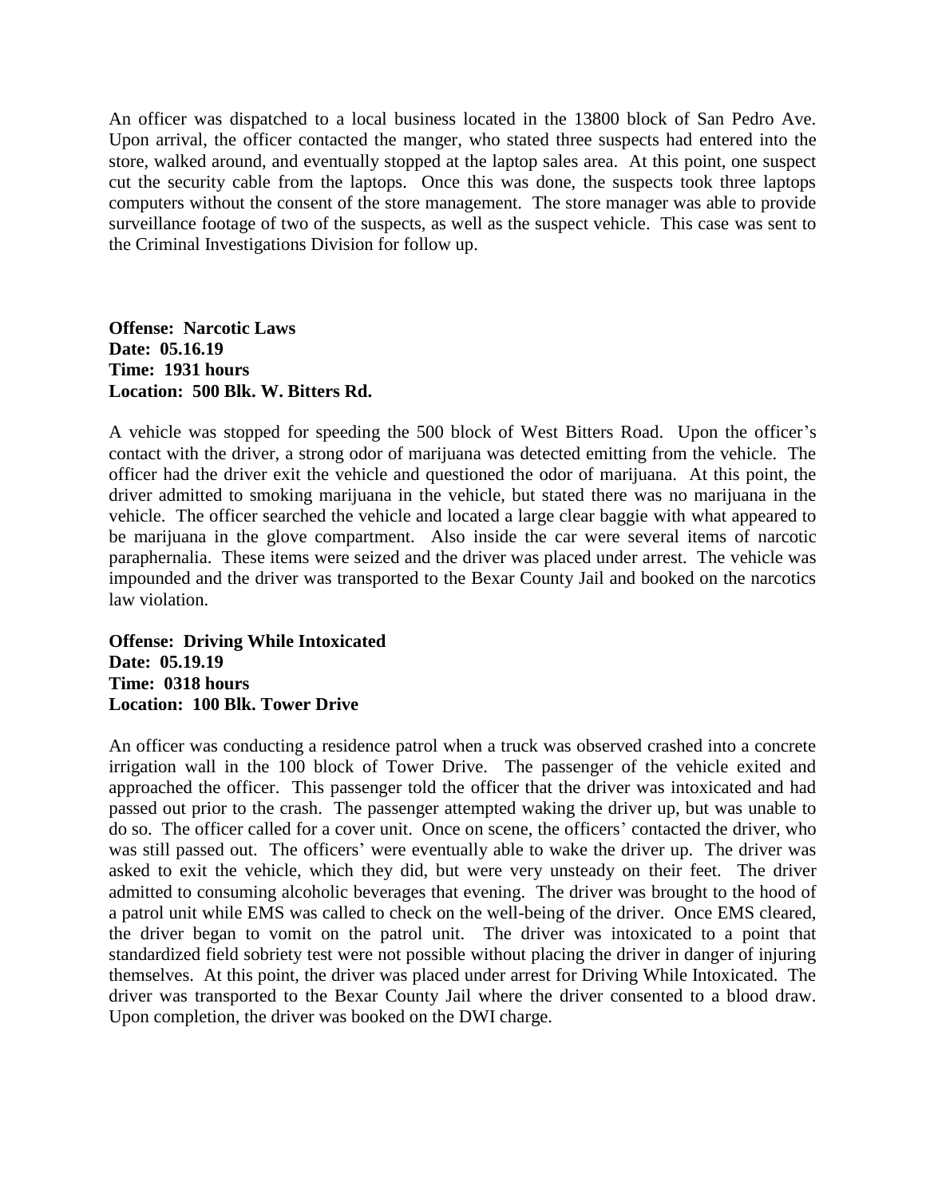An officer was dispatched to a local business located in the 13800 block of San Pedro Ave. Upon arrival, the officer contacted the manger, who stated three suspects had entered into the store, walked around, and eventually stopped at the laptop sales area. At this point, one suspect cut the security cable from the laptops. Once this was done, the suspects took three laptops computers without the consent of the store management. The store manager was able to provide surveillance footage of two of the suspects, as well as the suspect vehicle. This case was sent to the Criminal Investigations Division for follow up.

**Offense: Narcotic Laws**
**Date: 05.16.19**
**Time: 1931 hours**
**Location: 500 Blk. W. Bitters Rd.**

A vehicle was stopped for speeding the 500 block of West Bitters Road. Upon the officer's contact with the driver, a strong odor of marijuana was detected emitting from the vehicle. The officer had the driver exit the vehicle and questioned the odor of marijuana. At this point, the driver admitted to smoking marijuana in the vehicle, but stated there was no marijuana in the vehicle. The officer searched the vehicle and located a large clear baggie with what appeared to be marijuana in the glove compartment. Also inside the car were several items of narcotic paraphernalia. These items were seized and the driver was placed under arrest. The vehicle was impounded and the driver was transported to the Bexar County Jail and booked on the narcotics law violation.

**Offense: Driving While Intoxicated**
**Date: 05.19.19**
**Time: 0318 hours**
**Location: 100 Blk. Tower Drive**

An officer was conducting a residence patrol when a truck was observed crashed into a concrete irrigation wall in the 100 block of Tower Drive. The passenger of the vehicle exited and approached the officer. This passenger told the officer that the driver was intoxicated and had passed out prior to the crash. The passenger attempted waking the driver up, but was unable to do so. The officer called for a cover unit. Once on scene, the officers' contacted the driver, who was still passed out. The officers' were eventually able to wake the driver up. The driver was asked to exit the vehicle, which they did, but were very unsteady on their feet. The driver admitted to consuming alcoholic beverages that evening. The driver was brought to the hood of a patrol unit while EMS was called to check on the well-being of the driver. Once EMS cleared, the driver began to vomit on the patrol unit. The driver was intoxicated to a point that standardized field sobriety test were not possible without placing the driver in danger of injuring themselves. At this point, the driver was placed under arrest for Driving While Intoxicated. The driver was transported to the Bexar County Jail where the driver consented to a blood draw. Upon completion, the driver was booked on the DWI charge.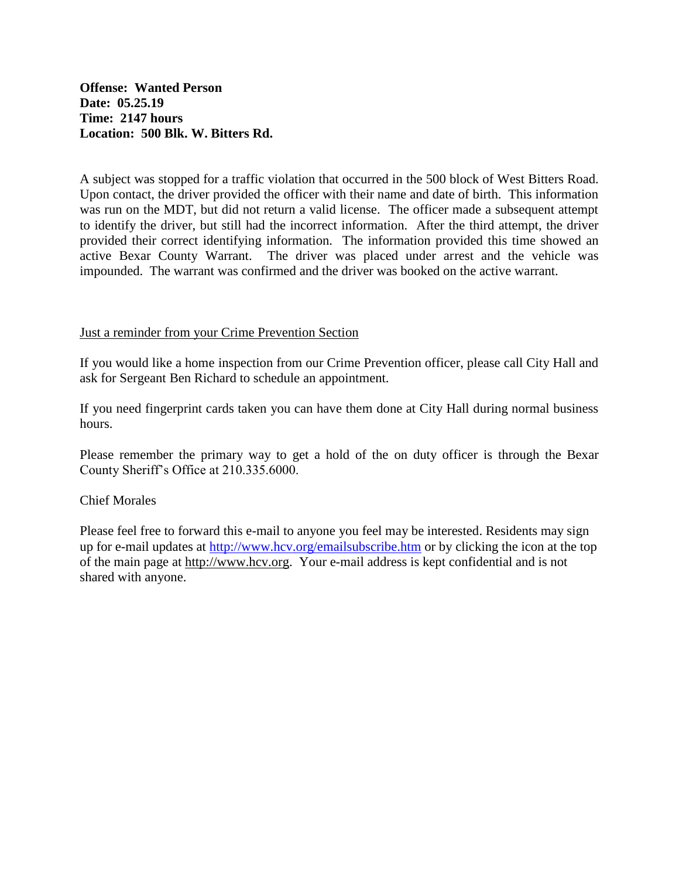**Offense: Wanted Person**
**Date: 05.25.19**
**Time: 2147 hours**
**Location: 500 Blk. W. Bitters Rd.**

A subject was stopped for a traffic violation that occurred in the 500 block of West Bitters Road. Upon contact, the driver provided the officer with their name and date of birth. This information was run on the MDT, but did not return a valid license. The officer made a subsequent attempt to identify the driver, but still had the incorrect information. After the third attempt, the driver provided their correct identifying information. The information provided this time showed an active Bexar County Warrant. The driver was placed under arrest and the vehicle was impounded. The warrant was confirmed and the driver was booked on the active warrant.

Just a reminder from your Crime Prevention Section

If you would like a home inspection from our Crime Prevention officer, please call City Hall and ask for Sergeant Ben Richard to schedule an appointment.

If you need fingerprint cards taken you can have them done at City Hall during normal business hours.

Please remember the primary way to get a hold of the on duty officer is through the Bexar County Sheriff's Office at 210.335.6000.

Chief Morales

Please feel free to forward this e-mail to anyone you feel may be interested. Residents may sign up for e-mail updates at http://www.hcv.org/emailsubscribe.htm or by clicking the icon at the top of the main page at http://www.hcv.org. Your e-mail address is kept confidential and is not shared with anyone.